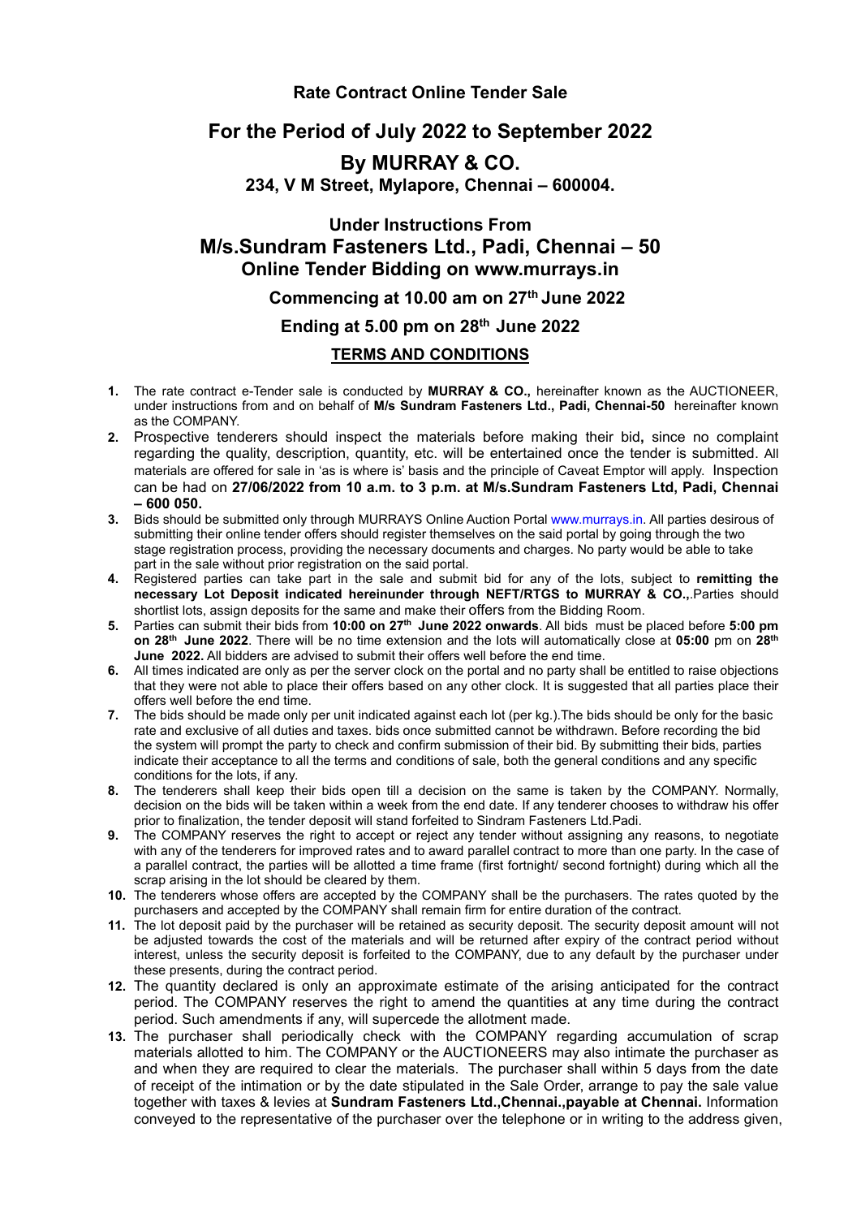### Rate Contract Online Tender Sale

## For the Period of July 2022 to September 2022

## By MURRAY & CO.

### 234, V M Street, Mylapore, Chennai – 600004.

### Under Instructions From

## M/s.Sundram Fasteners Ltd., Padi, Chennai – 50

### Online Tender Bidding on www.murrays.in

### Commencing at 10.00 am on 27th June 2022

### Ending at 5.00 pm on 28th June 2022

### TERMS AND CONDITIONS

1. The rate contract e-Tender sale is conducted by **MURRAY & CO.,** hereinafter known as the AUCTIONEER, under instructions from and on behalf of **M/s Sundram Fasteners Ltd., Padi, Chennai-50** hereinafter known as the COMPANY.
2. Prospective tenderers should inspect the materials before making their bid**,** since no complaint regarding the quality, description, quantity, etc. will be entertained once the tender is submitted. All materials are offered for sale in 'as is where is' basis and the principle of Caveat Emptor will apply. Inspection can be had on **27/06/2022 from 10 a.m. to 3 p.m. at M/s.Sundram Fasteners Ltd, Padi, Chennai – 600 050.**
3. Bids should be submitted only through MURRAYS Online Auction Portal www.murrays.in. All parties desirous of submitting their online tender offers should register themselves on the said portal by going through the two stage registration process, providing the necessary documents and charges. No party would be able to take part in the sale without prior registration on the said portal.
4. Registered parties can take part in the sale and submit bid for any of the lots, subject to **remitting the necessary Lot Deposit indicated hereinunder through NEFT/RTGS to MURRAY & CO.**,.Parties should shortlist lots, assign deposits for the same and make their offers from the Bidding Room.
5. Parties can submit their bids from **10:00 on 27th June 2022 onwards**. All bids must be placed before **5:00 pm on 28th June 2022**. There will be no time extension and the lots will automatically close at **05:00** pm on **28th June 2022.** All bidders are advised to submit their offers well before the end time.
6. All times indicated are only as per the server clock on the portal and no party shall be entitled to raise objections that they were not able to place their offers based on any other clock. It is suggested that all parties place their offers well before the end time.
7. The bids should be made only per unit indicated against each lot (per kg.).The bids should be only for the basic rate and exclusive of all duties and taxes. bids once submitted cannot be withdrawn. Before recording the bid the system will prompt the party to check and confirm submission of their bid. By submitting their bids, parties indicate their acceptance to all the terms and conditions of sale, both the general conditions and any specific conditions for the lots, if any.
8. The tenderers shall keep their bids open till a decision on the same is taken by the COMPANY. Normally, decision on the bids will be taken within a week from the end date. If any tenderer chooses to withdraw his offer prior to finalization, the tender deposit will stand forfeited to Sindram Fasteners Ltd.Padi.
9. The COMPANY reserves the right to accept or reject any tender without assigning any reasons, to negotiate with any of the tenderers for improved rates and to award parallel contract to more than one party. In the case of a parallel contract, the parties will be allotted a time frame (first fortnight/ second fortnight) during which all the scrap arising in the lot should be cleared by them.
10. The tenderers whose offers are accepted by the COMPANY shall be the purchasers. The rates quoted by the purchasers and accepted by the COMPANY shall remain firm for entire duration of the contract.
11. The lot deposit paid by the purchaser will be retained as security deposit. The security deposit amount will not be adjusted towards the cost of the materials and will be returned after expiry of the contract period without interest, unless the security deposit is forfeited to the COMPANY, due to any default by the purchaser under these presents, during the contract period.
12. The quantity declared is only an approximate estimate of the arising anticipated for the contract period. The COMPANY reserves the right to amend the quantities at any time during the contract period. Such amendments if any, will supercede the allotment made.
13. The purchaser shall periodically check with the COMPANY regarding accumulation of scrap materials allotted to him. The COMPANY or the AUCTIONEERS may also intimate the purchaser as and when they are required to clear the materials. The purchaser shall within 5 days from the date of receipt of the intimation or by the date stipulated in the Sale Order, arrange to pay the sale value together with taxes & levies at **Sundram Fasteners Ltd.,Chennai.,payable at Chennai.** Information conveyed to the representative of the purchaser over the telephone or in writing to the address given,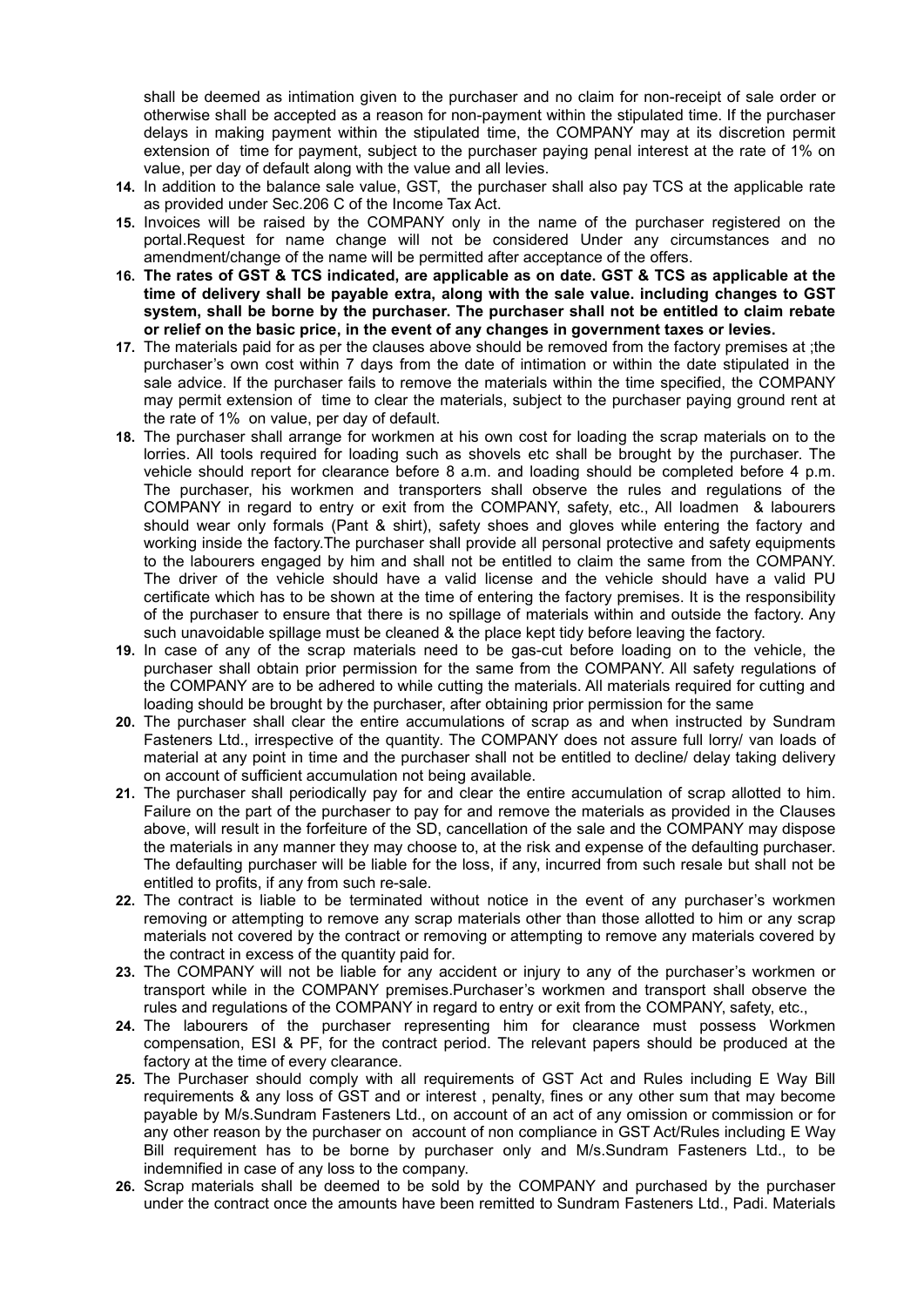shall be deemed as intimation given to the purchaser and no claim for non-receipt of sale order or otherwise shall be accepted as a reason for non-payment within the stipulated time. If the purchaser delays in making payment within the stipulated time, the COMPANY may at its discretion permit extension of time for payment, subject to the purchaser paying penal interest at the rate of 1% on value, per day of default along with the value and all levies.

14. In addition to the balance sale value, GST, the purchaser shall also pay TCS at the applicable rate as provided under Sec.206 C of the Income Tax Act.
15. Invoices will be raised by the COMPANY only in the name of the purchaser registered on the portal.Request for name change will not be considered Under any circumstances and no amendment/change of the name will be permitted after acceptance of the offers.
16. **The rates of GST & TCS indicated, are applicable as on date. GST & TCS as applicable at the time of delivery shall be payable extra, along with the sale value. including changes to GST system, shall be borne by the purchaser. The purchaser shall not be entitled to claim rebate or relief on the basic price, in the event of any changes in government taxes or levies.**
17. The materials paid for as per the clauses above should be removed from the factory premises at ;the purchaser's own cost within 7 days from the date of intimation or within the date stipulated in the sale advice. If the purchaser fails to remove the materials within the time specified, the COMPANY may permit extension of time to clear the materials, subject to the purchaser paying ground rent at the rate of 1% on value, per day of default.
18. The purchaser shall arrange for workmen at his own cost for loading the scrap materials on to the lorries. All tools required for loading such as shovels etc shall be brought by the purchaser. The vehicle should report for clearance before 8 a.m. and loading should be completed before 4 p.m. The purchaser, his workmen and transporters shall observe the rules and regulations of the COMPANY in regard to entry or exit from the COMPANY, safety, etc., All loadmen & labourers should wear only formals (Pant & shirt), safety shoes and gloves while entering the factory and working inside the factory.The purchaser shall provide all personal protective and safety equipments to the labourers engaged by him and shall not be entitled to claim the same from the COMPANY. The driver of the vehicle should have a valid license and the vehicle should have a valid PU certificate which has to be shown at the time of entering the factory premises. It is the responsibility of the purchaser to ensure that there is no spillage of materials within and outside the factory. Any such unavoidable spillage must be cleaned & the place kept tidy before leaving the factory.
19. In case of any of the scrap materials need to be gas-cut before loading on to the vehicle, the purchaser shall obtain prior permission for the same from the COMPANY. All safety regulations of the COMPANY are to be adhered to while cutting the materials. All materials required for cutting and loading should be brought by the purchaser, after obtaining prior permission for the same
20. The purchaser shall clear the entire accumulations of scrap as and when instructed by Sundram Fasteners Ltd., irrespective of the quantity. The COMPANY does not assure full lorry/ van loads of material at any point in time and the purchaser shall not be entitled to decline/ delay taking delivery on account of sufficient accumulation not being available.
21. The purchaser shall periodically pay for and clear the entire accumulation of scrap allotted to him. Failure on the part of the purchaser to pay for and remove the materials as provided in the Clauses above, will result in the forfeiture of the SD, cancellation of the sale and the COMPANY may dispose the materials in any manner they may choose to, at the risk and expense of the defaulting purchaser. The defaulting purchaser will be liable for the loss, if any, incurred from such resale but shall not be entitled to profits, if any from such re-sale.
22. The contract is liable to be terminated without notice in the event of any purchaser's workmen removing or attempting to remove any scrap materials other than those allotted to him or any scrap materials not covered by the contract or removing or attempting to remove any materials covered by the contract in excess of the quantity paid for.
23. The COMPANY will not be liable for any accident or injury to any of the purchaser's workmen or transport while in the COMPANY premises.Purchaser's workmen and transport shall observe the rules and regulations of the COMPANY in regard to entry or exit from the COMPANY, safety, etc.,
24. The labourers of the purchaser representing him for clearance must possess Workmen compensation, ESI & PF, for the contract period. The relevant papers should be produced at the factory at the time of every clearance.
25. The Purchaser should comply with all requirements of GST Act and Rules including E Way Bill requirements & any loss of GST and or interest , penalty, fines or any other sum that may become payable by M/s.Sundram Fasteners Ltd., on account of an act of any omission or commission or for any other reason by the purchaser on account of non compliance in GST Act/Rules including E Way Bill requirement has to be borne by purchaser only and M/s.Sundram Fasteners Ltd., to be indemnified in case of any loss to the company.
26. Scrap materials shall be deemed to be sold by the COMPANY and purchased by the purchaser under the contract once the amounts have been remitted to Sundram Fasteners Ltd., Padi. Materials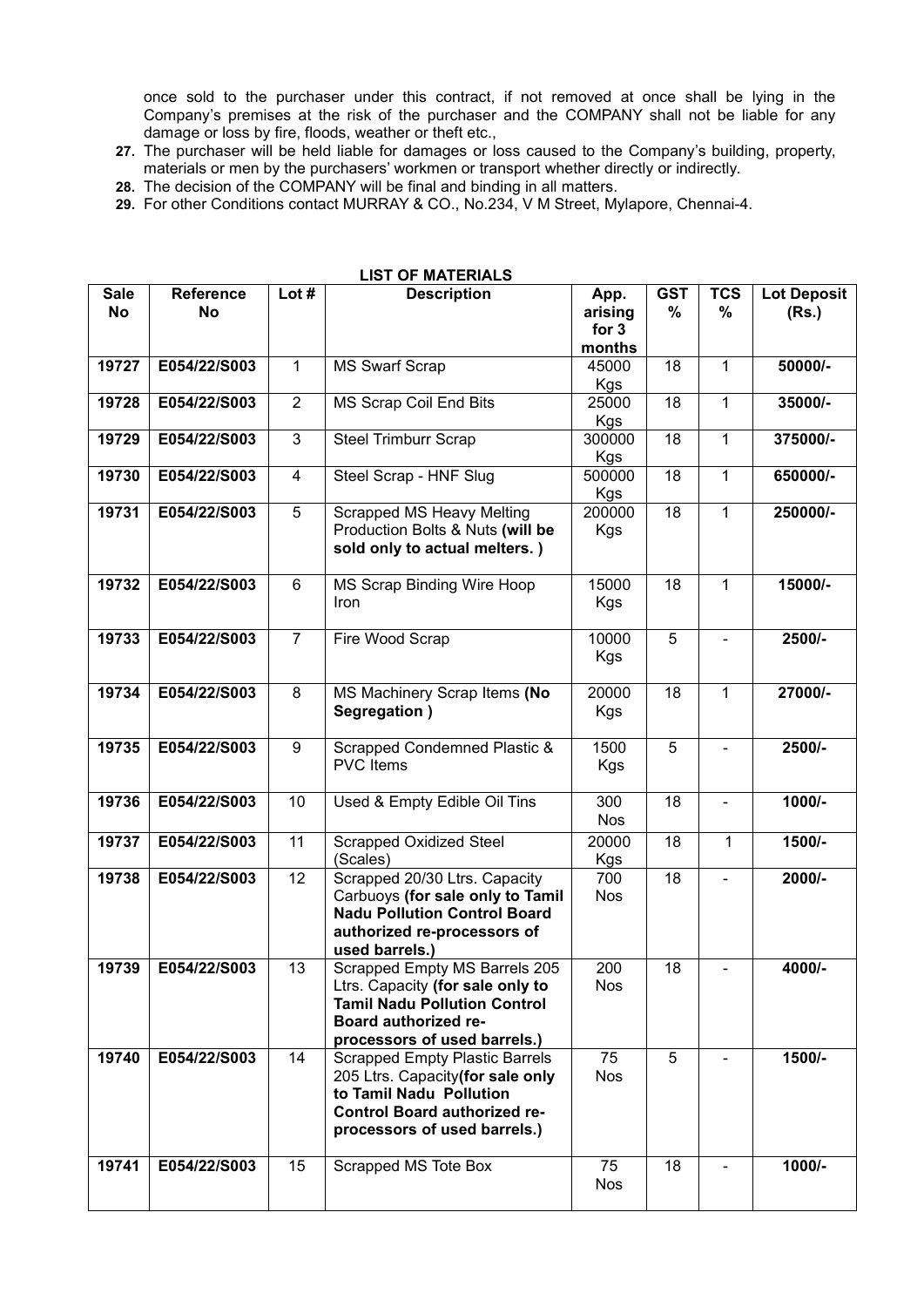once sold to the purchaser under this contract, if not removed at once shall be lying in the Company's premises at the risk of the purchaser and the COMPANY shall not be liable for any damage or loss by fire, floods, weather or theft etc.,

27. The purchaser will be held liable for damages or loss caused to the Company's building, property, materials or men by the purchasers' workmen or transport whether directly or indirectly.
28. The decision of the COMPANY will be final and binding in all matters.
29. For other Conditions contact MURRAY & CO., No.234, V M Street, Mylapore, Chennai-4.

**LIST OF MATERIALS**

| Sale No | Reference No | Lot # | Description | App. arising for 3 months | GST % | TCS % | Lot Deposit (Rs.) |
|---|---|---|---|---|---|---|---|
| 19727 | E054/22/S003 | 1 | MS Swarf Scrap | 45000 Kgs | 18 | 1 | 50000/- |
| 19728 | E054/22/S003 | 2 | MS Scrap Coil End Bits | 25000 Kgs | 18 | 1 | 35000/- |
| 19729 | E054/22/S003 | 3 | Steel Trimburr Scrap | 300000 Kgs | 18 | 1 | 375000/- |
| 19730 | E054/22/S003 | 4 | Steel Scrap - HNF Slug | 500000 Kgs | 18 | 1 | 650000/- |
| 19731 | E054/22/S003 | 5 | Scrapped MS Heavy Melting Production Bolts & Nuts **(will be sold only to actual melters. )** | 200000 Kgs | 18 | 1 | 250000/- |
| 19732 | E054/22/S003 | 6 | MS Scrap Binding Wire Hoop Iron | 15000 Kgs | 18 | 1 | 15000/- |
| 19733 | E054/22/S003 | 7 | Fire Wood Scrap | 10000 Kgs | 5 | - | 2500/- |
| 19734 | E054/22/S003 | 8 | MS Machinery Scrap Items **(No Segregation )** | 20000 Kgs | 18 | 1 | 27000/- |
| 19735 | E054/22/S003 | 9 | Scrapped Condemned Plastic & PVC Items | 1500 Kgs | 5 | - | 2500/- |
| 19736 | E054/22/S003 | 10 | Used & Empty Edible Oil Tins | 300 Nos | 18 | - | 1000/- |
| 19737 | E054/22/S003 | 11 | Scrapped Oxidized Steel (Scales) | 20000 Kgs | 18 | 1 | 1500/- |
| 19738 | E054/22/S003 | 12 | Scrapped 20/30 Ltrs. Capacity Carbuoys **(for sale only to Tamil Nadu Pollution Control Board authorized re-processors of used barrels.)** | 700 Nos | 18 | - | 2000/- |
| 19739 | E054/22/S003 | 13 | Scrapped Empty MS Barrels 205 Ltrs. Capacity **(for sale only to Tamil Nadu Pollution Control Board authorized re-processors of used barrels.)** | 200 Nos | 18 | - | 4000/- |
| 19740 | E054/22/S003 | 14 | Scrapped Empty Plastic Barrels 205 Ltrs. Capacity**(for sale only to Tamil Nadu Pollution Control Board authorized re-processors of used barrels.)** | 75 Nos | 5 | - | 1500/- |
| 19741 | E054/22/S003 | 15 | Scrapped MS Tote Box | 75 Nos | 18 | - | 1000/- |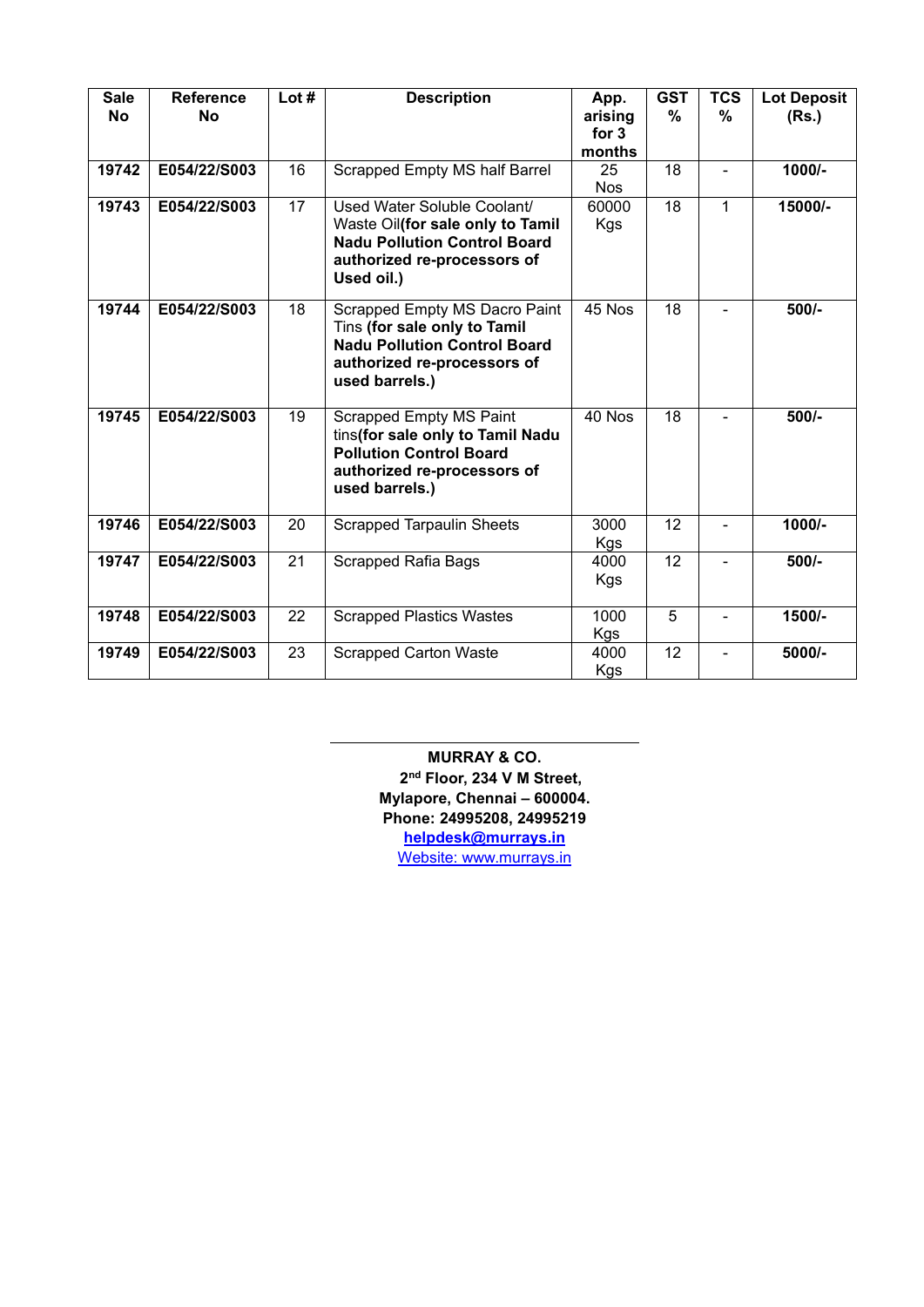| Sale No | Reference No | Lot # | Description | App. arising for 3 months | GST % | TCS % | Lot Deposit (Rs.) |
|---|---|---|---|---|---|---|---|
| **19742** | **E054/22/S003** | 16 | Scrapped Empty MS half Barrel | 25 Nos | 18 | - | **1000/-** |
| **19743** | **E054/22/S003** | 17 | Used Water Soluble Coolant/ Waste Oil**(for sale only to Tamil Nadu Pollution Control Board authorized re-processors of Used oil.)** | 60000 Kgs | 18 | 1 | **15000/-** |
| **19744** | **E054/22/S003** | 18 | Scrapped Empty MS Dacro Paint Tins **(for sale only to Tamil Nadu Pollution Control Board authorized re-processors of used barrels.)** | 45 Nos | 18 | - | **500/-** |
| **19745** | **E054/22/S003** | 19 | Scrapped Empty MS Paint tins**(for sale only to Tamil Nadu Pollution Control Board authorized re-processors of used barrels.)** | 40 Nos | 18 | - | **500/-** |
| **19746** | **E054/22/S003** | 20 | Scrapped Tarpaulin Sheets | 3000 Kgs | 12 | - | **1000/-** |
| **19747** | **E054/22/S003** | 21 | Scrapped Rafia Bags | 4000 Kgs | 12 | - | **500/-** |
| **19748** | **E054/22/S003** | 22 | Scrapped Plastics Wastes | 1000 Kgs | 5 | - | **1500/-** |
| **19749** | **E054/22/S003** | 23 | Scrapped Carton Waste | 4000 Kgs | 12 | - | **5000/-** |

**MURRAY & CO.**
**2nd Floor, 234 V M Street,**
**Mylapore, Chennai – 600004.**
**Phone: 24995208, 24995219**
**helpdesk@murrays.in**
Website: www.murrays.in